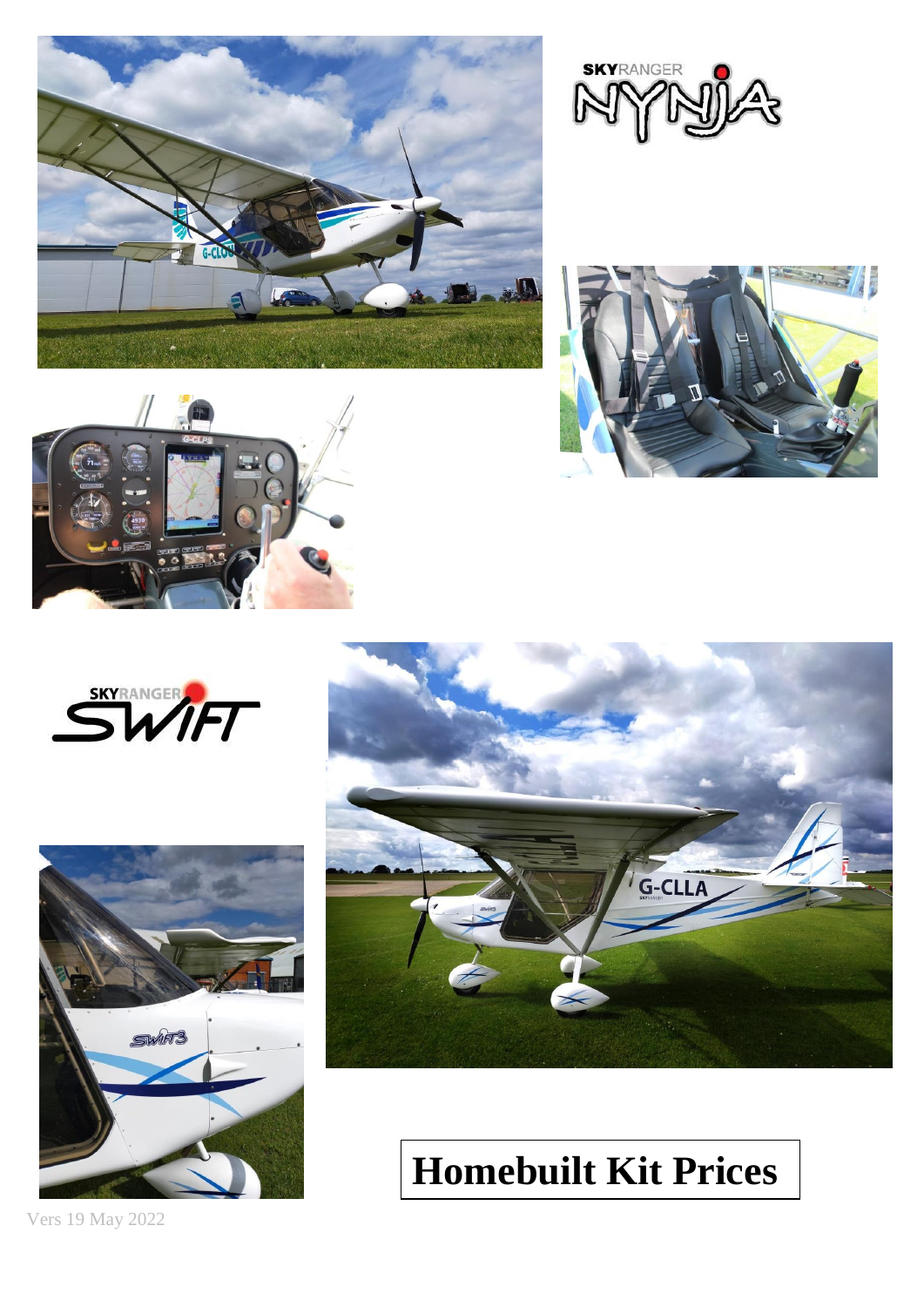# Homebuilt Kit Prices

Vers 19 May 2022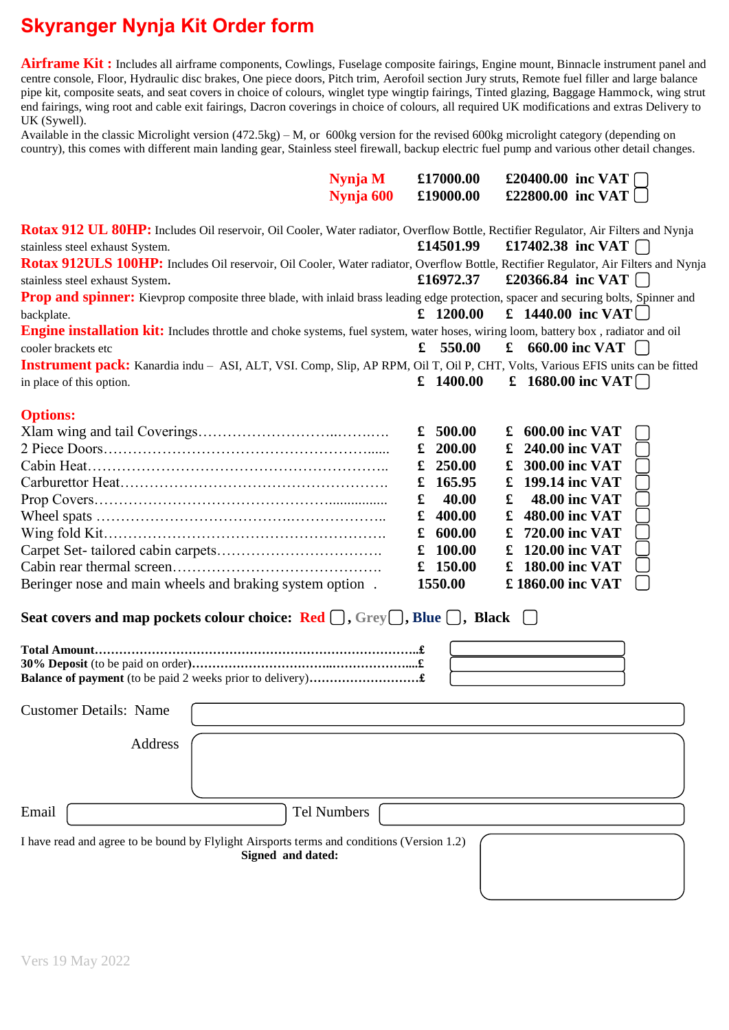# Skyranger Nynja Kit Order form

**Airframe Kit :** Includes all airframe components, Cowlings, Fuselage composite fairings, Engine mount, Binnacle instrument panel and centre console, Floor, Hydraulic disc brakes, One piece doors, Pitch trim, Aerofoil section Jury struts, Remote fuel filler and large balance pipe kit, composite seats, and seat covers in choice of colours, winglet type wingtip fairings, Tinted glazing, Baggage Hammock, wing strut end fairings, wing root and cable exit fairings, Dacron coverings in choice of colours, all required UK modifications and extras Delivery to UK (Sywell).

Available in the classic Microlight version (472.5kg) – M, or 600kg version for the revised 600kg microlight category (depending on country), this comes with different main landing gear, Stainless steel firewall, backup electric fuel pump and various other detail changes.

| | | | |
|---|---|---|---|
| **Nynja M** | **£17000.00** | **£20400.00 inc VAT** | ☐ |
| **Nynja 600** | **£19000.00** | **£22800.00 inc VAT** | ☐ |

**Rotax 912 UL 80HP:** Includes Oil reservoir, Oil Cooler, Water radiator, Overflow Bottle, Rectifier Regulator, Air Filters and Nynja stainless steel exhaust System. **£14501.99** **£17402.38 inc VAT** ☐

**Rotax 912ULS 100HP:** Includes Oil reservoir, Oil Cooler, Water radiator, Overflow Bottle, Rectifier Regulator, Air Filters and Nynja stainless steel exhaust System. **£16972.37** **£20366.84 inc VAT** ☐

**Prop and spinner:** Kievprop composite three blade, with inlaid brass leading edge protection, spacer and securing bolts, Spinner and backplate. **£ 1200.00** **£ 1440.00 inc VAT** ☐

**Engine installation kit:** Includes throttle and choke systems, fuel system, water hoses, wiring loom, battery box , radiator and oil cooler brackets etc **£ 550.00** **£ 660.00 inc VAT** ☐

**Instrument pack:** Kanardia indu – ASI, ALT, VSI. Comp, Slip, AP RPM, Oil T, Oil P, CHT, Volts, Various EFIS units can be fitted in place of this option. **£ 1400.00** **£ 1680.00 inc VAT** ☐

## Options:

| | | | |
|---|---|---|---|
| Xlam wing and tail Coverings | **£ 500.00** | **£ 600.00 inc VAT** | ☐ |
| 2 Piece Doors | **£ 200.00** | **£ 240.00 inc VAT** | ☐ |
| Cabin Heat | **£ 250.00** | **£ 300.00 inc VAT** | ☐ |
| Carburettor Heat | **£ 165.95** | **£ 199.14 inc VAT** | ☐ |
| Prop Covers | **£ 40.00** | **£ 48.00 inc VAT** | ☐ |
| Wheel spats | **£ 400.00** | **£ 480.00 inc VAT** | ☐ |
| Wing fold Kit | **£ 600.00** | **£ 720.00 inc VAT** | ☐ |
| Carpet Set- tailored cabin carpets | **£ 100.00** | **£ 120.00 inc VAT** | ☐ |
| Cabin rear thermal screen | **£ 150.00** | **£ 180.00 inc VAT** | ☐ |
| Beringer nose and main wheels and braking system option | **1550.00** | **£ 1860.00 inc VAT** | ☐ |

**Seat covers and map pockets colour choice: Red** ☐, **Grey** ☐, **Blue** ☐, **Black** ☐

**Total Amount**……………………………………………………………………….£ ____

**30% Deposit** (to be paid on order)………………………………………………..£ ____

**Balance of payment** (to be paid 2 weeks prior to delivery)…………………….£ ____

Customer Details: Name ____

Address ____

Email ____ Tel Numbers ____

I have read and agree to be bound by Flylight Airsports terms and conditions (Version 1.2)

**Signed and dated:** ____

Vers 19 May 2022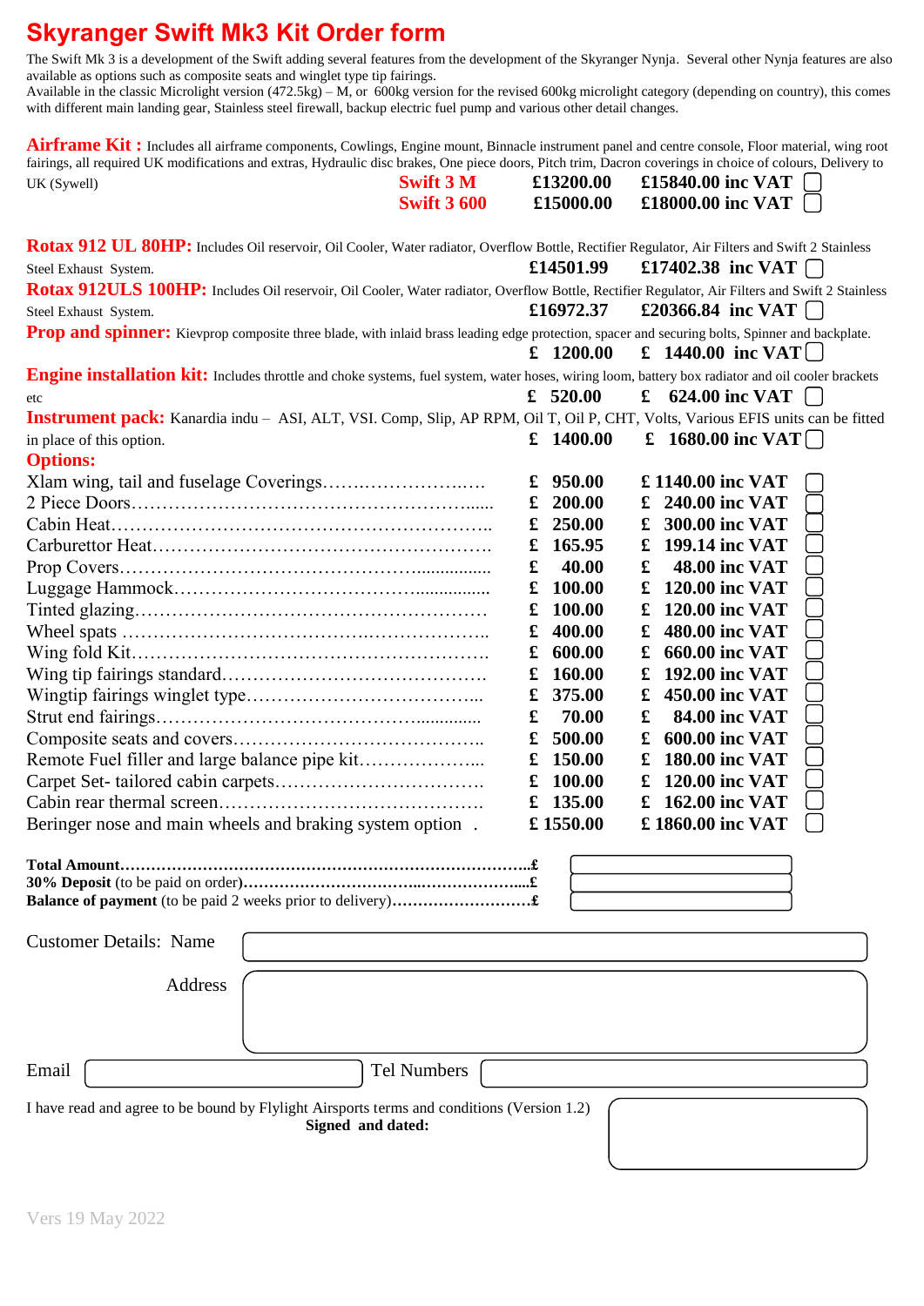# Skyranger Swift Mk3 Kit Order form

The Swift Mk 3 is a development of the Swift adding several features from the development of the Skyranger Nynja. Several other Nynja features are also available as options such as composite seats and winglet type tip fairings.
Available in the classic Microlight version (472.5kg) – M, or 600kg version for the revised 600kg microlight category (depending on country), this comes with different main landing gear, Stainless steel firewall, backup electric fuel pump and various other detail changes.

**Airframe Kit :** Includes all airframe components, Cowlings, Engine mount, Binnacle instrument panel and centre console, Floor material, wing root fairings, all required UK modifications and extras, Hydraulic disc brakes, One piece doors, Pitch trim, Dacron coverings in choice of colours, Delivery to UK (Sywell)

| | | | |
|---|---|---|---|
| **Swift 3 M** | **£13200.00** | **£15840.00 inc VAT** | ☐ |
| **Swift 3 600** | **£15000.00** | **£18000.00 inc VAT** | ☐ |

**Rotax 912 UL 80HP:** Includes Oil reservoir, Oil Cooler, Water radiator, Overflow Bottle, Rectifier Regulator, Air Filters and Swift 2 Stainless Steel Exhaust System. **£14501.99** **£17402.38 inc VAT** ☐

**Rotax 912ULS 100HP:** Includes Oil reservoir, Oil Cooler, Water radiator, Overflow Bottle, Rectifier Regulator, Air Filters and Swift 2 Stainless Steel Exhaust System. **£16972.37** **£20366.84 inc VAT** ☐

**Prop and spinner:** Kievprop composite three blade, with inlaid brass leading edge protection, spacer and securing bolts, Spinner and backplate. **£ 1200.00** **£ 1440.00 inc VAT** ☐

**Engine installation kit:** Includes throttle and choke systems, fuel system, water hoses, wiring loom, battery box radiator and oil cooler brackets etc **£ 520.00** **£ 624.00 inc VAT** ☐

**Instrument pack:** Kanardia indu – ASI, ALT, VSI. Comp, Slip, AP RPM, Oil T, Oil P, CHT, Volts, Various EFIS units can be fitted in place of this option. **£ 1400.00** **£ 1680.00 inc VAT** ☐

**Options:**

| | | | |
|---|---|---|---|
| Xlam wing, tail and fuselage Coverings | **£ 950.00** | **£ 1140.00 inc VAT** | ☐ |
| 2 Piece Doors | **£ 200.00** | **£ 240.00 inc VAT** | ☐ |
| Cabin Heat | **£ 250.00** | **£ 300.00 inc VAT** | ☐ |
| Carburettor Heat | **£ 165.95** | **£ 199.14 inc VAT** | ☐ |
| Prop Covers | **£ 40.00** | **£ 48.00 inc VAT** | ☐ |
| Luggage Hammock | **£ 100.00** | **£ 120.00 inc VAT** | ☐ |
| Tinted glazing | **£ 100.00** | **£ 120.00 inc VAT** | ☐ |
| Wheel spats | **£ 400.00** | **£ 480.00 inc VAT** | ☐ |
| Wing fold Kit | **£ 600.00** | **£ 660.00 inc VAT** | ☐ |
| Wing tip fairings standard | **£ 160.00** | **£ 192.00 inc VAT** | ☐ |
| Wingtip fairings winglet type | **£ 375.00** | **£ 450.00 inc VAT** | ☐ |
| Strut end fairings | **£ 70.00** | **£ 84.00 inc VAT** | ☐ |
| Composite seats and covers | **£ 500.00** | **£ 600.00 inc VAT** | ☐ |
| Remote Fuel filler and large balance pipe kit | **£ 150.00** | **£ 180.00 inc VAT** | ☐ |
| Carpet Set- tailored cabin carpets | **£ 100.00** | **£ 120.00 inc VAT** | ☐ |
| Cabin rear thermal screen | **£ 135.00** | **£ 162.00 inc VAT** | ☐ |
| Beringer nose and main wheels and braking system option | **£ 1550.00** | **£ 1860.00 inc VAT** | ☐ |

**Total Amount**……………………………………£ ____________

**30% Deposit** (to be paid on order)……………………£ ____________

**Balance of payment** (to be paid 2 weeks prior to delivery)……£ ____________

Customer Details: Name ____________

Address ____________

Email ____________ Tel Numbers ____________

I have read and agree to be bound by Flylight Airsports terms and conditions (Version 1.2)
**Signed and dated:** ____________

Vers 19 May 2022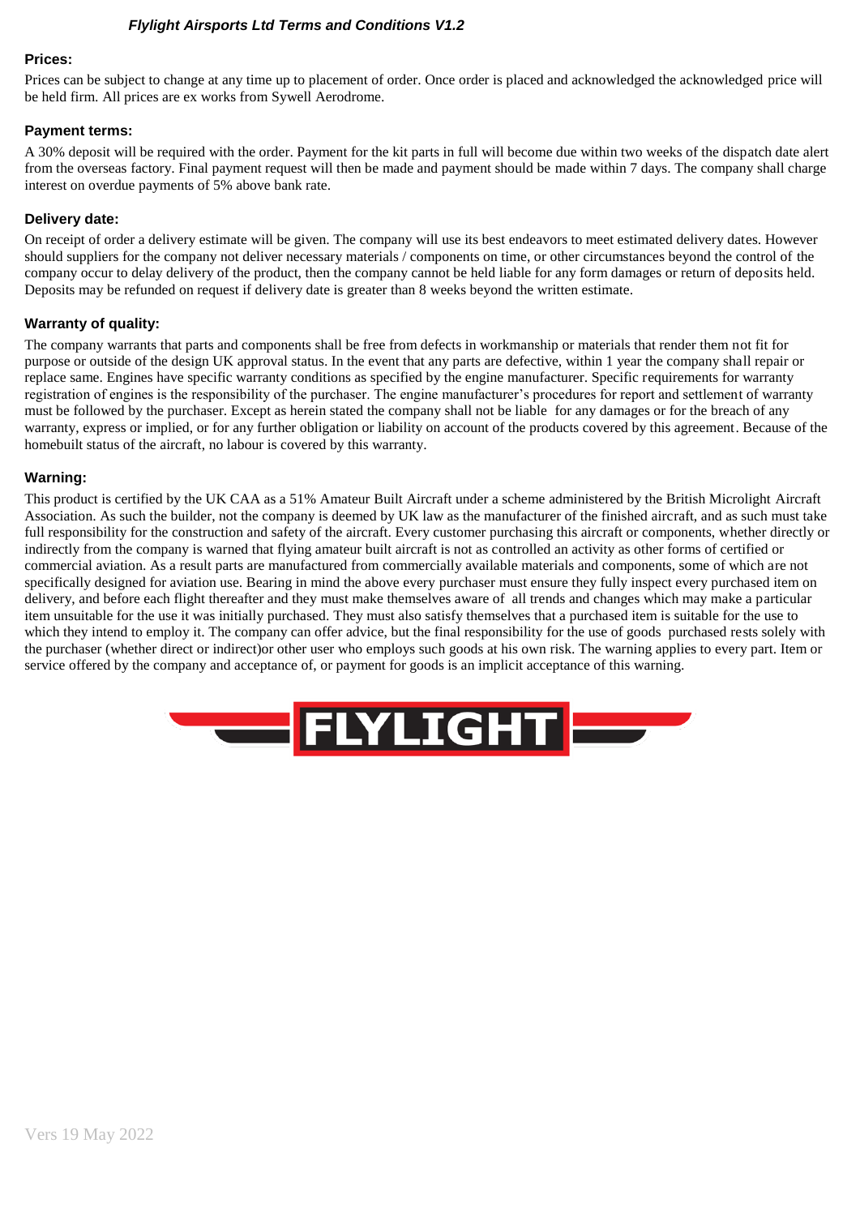***Flylight Airsports Ltd Terms and Conditions V1.2***

**Prices:**

Prices can be subject to change at any time up to placement of order. Once order is placed and acknowledged the acknowledged price will be held firm. All prices are ex works from Sywell Aerodrome.

**Payment terms:**

A 30% deposit will be required with the order. Payment for the kit parts in full will become due within two weeks of the dispatch date alert from the overseas factory. Final payment request will then be made and payment should be made within 7 days. The company shall charge interest on overdue payments of 5% above bank rate.

**Delivery date:**

On receipt of order a delivery estimate will be given. The company will use its best endeavors to meet estimated delivery dates. However should suppliers for the company not deliver necessary materials / components on time, or other circumstances beyond the control of the company occur to delay delivery of the product, then the company cannot be held liable for any form damages or return of deposits held. Deposits may be refunded on request if delivery date is greater than 8 weeks beyond the written estimate.

**Warranty of quality:**

The company warrants that parts and components shall be free from defects in workmanship or materials that render them not fit for purpose or outside of the design UK approval status. In the event that any parts are defective, within 1 year the company shall repair or replace same. Engines have specific warranty conditions as specified by the engine manufacturer. Specific requirements for warranty registration of engines is the responsibility of the purchaser. The engine manufacturer's procedures for report and settlement of warranty must be followed by the purchaser. Except as herein stated the company shall not be liable for any damages or for the breach of any warranty, express or implied, or for any further obligation or liability on account of the products covered by this agreement. Because of the homebuilt status of the aircraft, no labour is covered by this warranty.

**Warning:**

This product is certified by the UK CAA as a 51% Amateur Built Aircraft under a scheme administered by the British Microlight Aircraft Association. As such the builder, not the company is deemed by UK law as the manufacturer of the finished aircraft, and as such must take full responsibility for the construction and safety of the aircraft. Every customer purchasing this aircraft or components, whether directly or indirectly from the company is warned that flying amateur built aircraft is not as controlled an activity as other forms of certified or commercial aviation. As a result parts are manufactured from commercially available materials and components, some of which are not specifically designed for aviation use. Bearing in mind the above every purchaser must ensure they fully inspect every purchased item on delivery, and before each flight thereafter and they must make themselves aware of all trends and changes which may make a particular item unsuitable for the use it was initially purchased. They must also satisfy themselves that a purchased item is suitable for the use to which they intend to employ it. The company can offer advice, but the final responsibility for the use of goods purchased rests solely with the purchaser (whether direct or indirect)or other user who employs such goods at his own risk. The warning applies to every part. Item or service offered by the company and acceptance of, or payment for goods is an implicit acceptance of this warning.

FLYLIGHT

Vers 19 May 2022